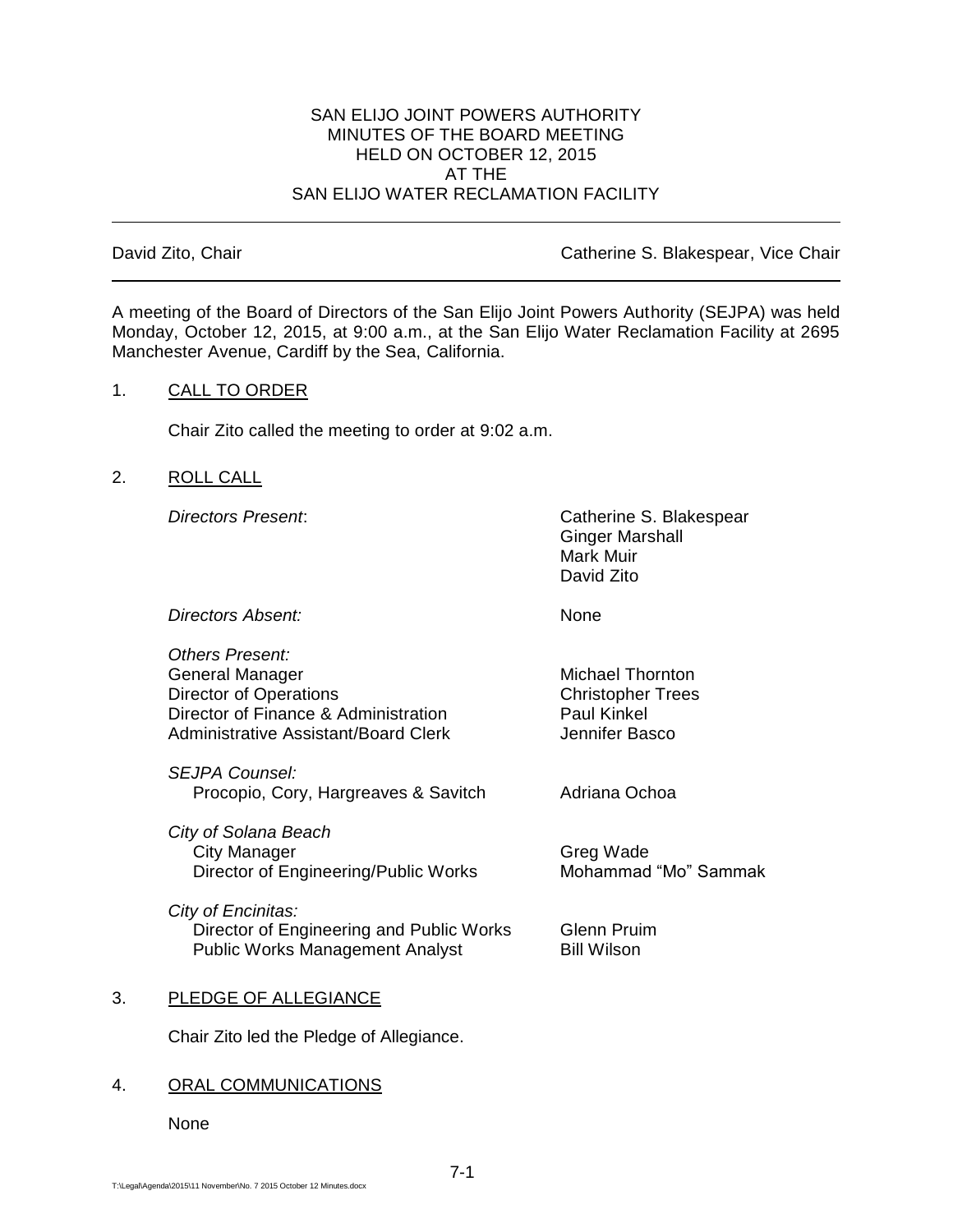SAN ELIJO JOINT POWERS AUTHORITY
MINUTES OF THE BOARD MEETING
HELD ON OCTOBER 12, 2015
AT THE
SAN ELIJO WATER RECLAMATION FACILITY

---

David Zito, Chair | Catherine S. Blakespear, Vice Chair

---

A meeting of the Board of Directors of the San Elijo Joint Powers Authority (SEJPA) was held Monday, October 12, 2015, at 9:00 a.m., at the San Elijo Water Reclamation Facility at 2695 Manchester Avenue, Cardiff by the Sea, California.

1. CALL TO ORDER

   Chair Zito called the meeting to order at 9:02 a.m.

2. ROLL CALL

   *Directors Present*: Catherine S. Blakespear, Ginger Marshall, Mark Muir, David Zito

   *Directors Absent:* None

   *Others Present:*

   | | |
   |---|---|
   | General Manager | Michael Thornton |
   | Director of Operations | Christopher Trees |
   | Director of Finance & Administration | Paul Kinkel |
   | Administrative Assistant/Board Clerk | Jennifer Basco |
   | *SEJPA Counsel:* | |
   | Procopio, Cory, Hargreaves & Savitch | Adriana Ochoa |
   | *City of Solana Beach* | |
   | City Manager | Greg Wade |
   | Director of Engineering/Public Works | Mohammad "Mo" Sammak |
   | *City of Encinitas:* | |
   | Director of Engineering and Public Works | Glenn Pruim |
   | Public Works Management Analyst | Bill Wilson |

3. PLEDGE OF ALLEGIANCE

   Chair Zito led the Pledge of Allegiance.

4. ORAL COMMUNICATIONS

   None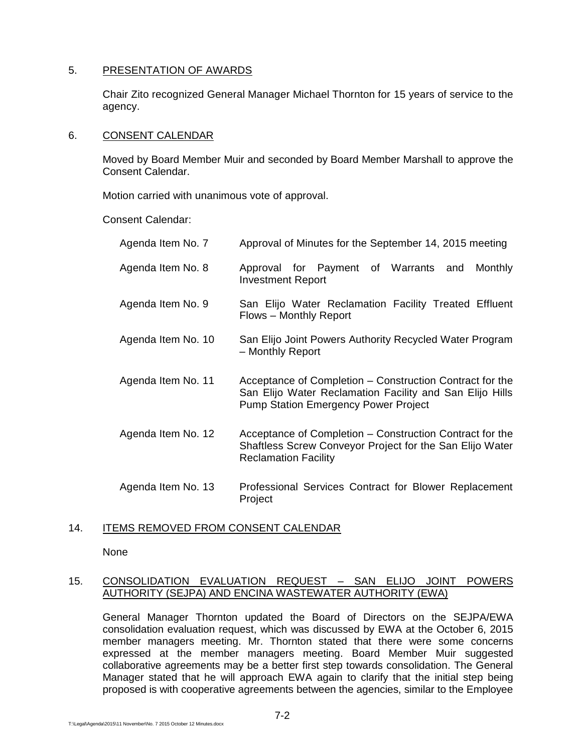## 5. PRESENTATION OF AWARDS

Chair Zito recognized General Manager Michael Thornton for 15 years of service to the agency.

## 6. CONSENT CALENDAR

Moved by Board Member Muir and seconded by Board Member Marshall to approve the Consent Calendar.

Motion carried with unanimous vote of approval.

Consent Calendar:

| | |
|---|---|
| Agenda Item No. 7 | Approval of Minutes for the September 14, 2015 meeting |
| Agenda Item No. 8 | Approval for Payment of Warrants and Monthly Investment Report |
| Agenda Item No. 9 | San Elijo Water Reclamation Facility Treated Effluent Flows – Monthly Report |
| Agenda Item No. 10 | San Elijo Joint Powers Authority Recycled Water Program – Monthly Report |
| Agenda Item No. 11 | Acceptance of Completion – Construction Contract for the San Elijo Water Reclamation Facility and San Elijo Hills Pump Station Emergency Power Project |
| Agenda Item No. 12 | Acceptance of Completion – Construction Contract for the Shaftless Screw Conveyor Project for the San Elijo Water Reclamation Facility |
| Agenda Item No. 13 | Professional Services Contract for Blower Replacement Project |

## 14. ITEMS REMOVED FROM CONSENT CALENDAR

None

## 15. CONSOLIDATION EVALUATION REQUEST – SAN ELIJO JOINT POWERS AUTHORITY (SEJPA) AND ENCINA WASTEWATER AUTHORITY (EWA)

General Manager Thornton updated the Board of Directors on the SEJPA/EWA consolidation evaluation request, which was discussed by EWA at the October 6, 2015 member managers meeting. Mr. Thornton stated that there were some concerns expressed at the member managers meeting. Board Member Muir suggested collaborative agreements may be a better first step towards consolidation. The General Manager stated that he will approach EWA again to clarify that the initial step being proposed is with cooperative agreements between the agencies, similar to the Employee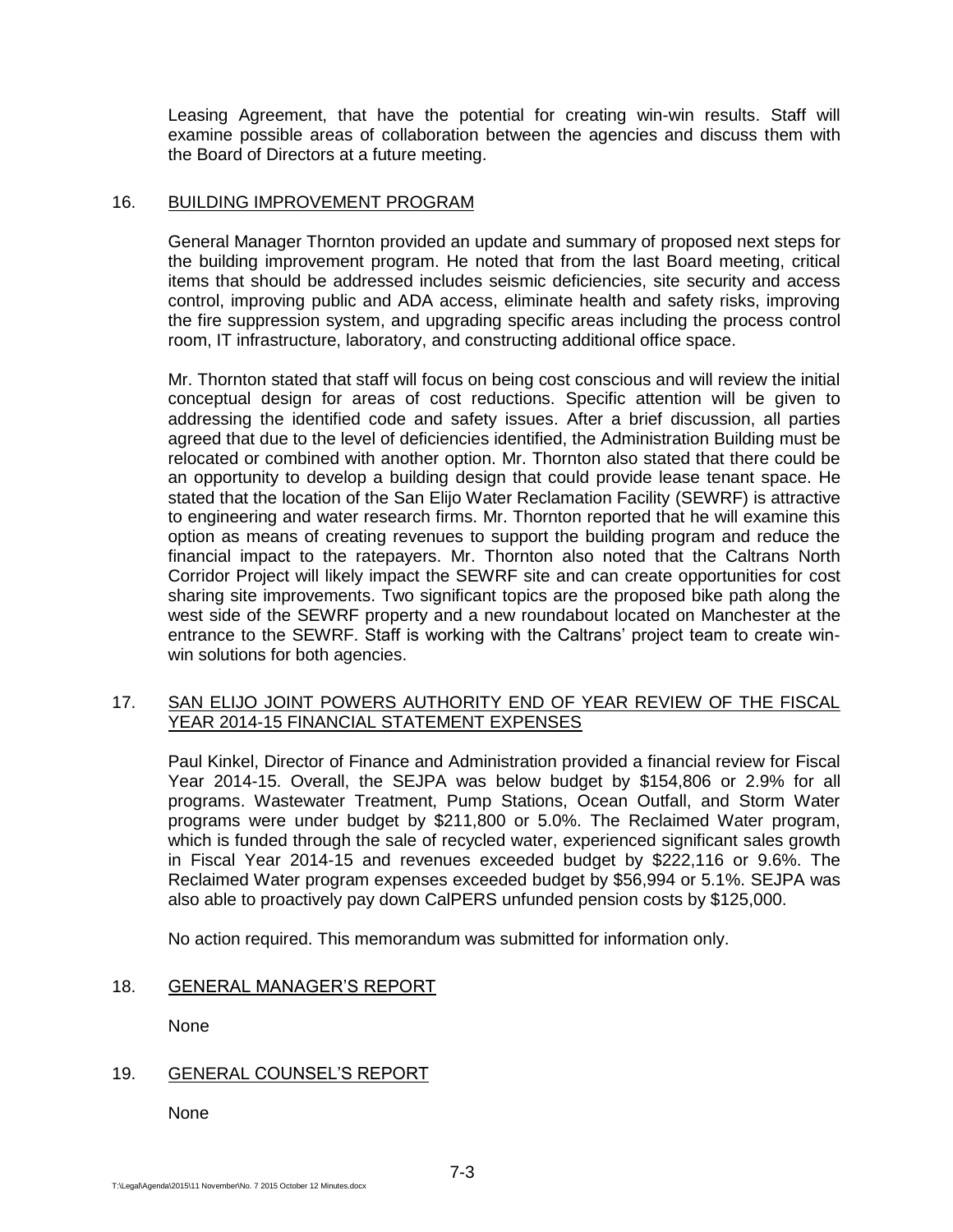Leasing Agreement, that have the potential for creating win-win results. Staff will examine possible areas of collaboration between the agencies and discuss them with the Board of Directors at a future meeting.

16. BUILDING IMPROVEMENT PROGRAM

General Manager Thornton provided an update and summary of proposed next steps for the building improvement program. He noted that from the last Board meeting, critical items that should be addressed includes seismic deficiencies, site security and access control, improving public and ADA access, eliminate health and safety risks, improving the fire suppression system, and upgrading specific areas including the process control room, IT infrastructure, laboratory, and constructing additional office space.

Mr. Thornton stated that staff will focus on being cost conscious and will review the initial conceptual design for areas of cost reductions. Specific attention will be given to addressing the identified code and safety issues. After a brief discussion, all parties agreed that due to the level of deficiencies identified, the Administration Building must be relocated or combined with another option. Mr. Thornton also stated that there could be an opportunity to develop a building design that could provide lease tenant space. He stated that the location of the San Elijo Water Reclamation Facility (SEWRF) is attractive to engineering and water research firms. Mr. Thornton reported that he will examine this option as means of creating revenues to support the building program and reduce the financial impact to the ratepayers. Mr. Thornton also noted that the Caltrans North Corridor Project will likely impact the SEWRF site and can create opportunities for cost sharing site improvements. Two significant topics are the proposed bike path along the west side of the SEWRF property and a new roundabout located on Manchester at the entrance to the SEWRF. Staff is working with the Caltrans' project team to create win-win solutions for both agencies.

17. SAN ELIJO JOINT POWERS AUTHORITY END OF YEAR REVIEW OF THE FISCAL YEAR 2014-15 FINANCIAL STATEMENT EXPENSES

Paul Kinkel, Director of Finance and Administration provided a financial review for Fiscal Year 2014-15. Overall, the SEJPA was below budget by $154,806 or 2.9% for all programs. Wastewater Treatment, Pump Stations, Ocean Outfall, and Storm Water programs were under budget by $211,800 or 5.0%. The Reclaimed Water program, which is funded through the sale of recycled water, experienced significant sales growth in Fiscal Year 2014-15 and revenues exceeded budget by $222,116 or 9.6%. The Reclaimed Water program expenses exceeded budget by $56,994 or 5.1%. SEJPA was also able to proactively pay down CalPERS unfunded pension costs by $125,000.

No action required. This memorandum was submitted for information only.

18. GENERAL MANAGER'S REPORT

None

19. GENERAL COUNSEL'S REPORT

None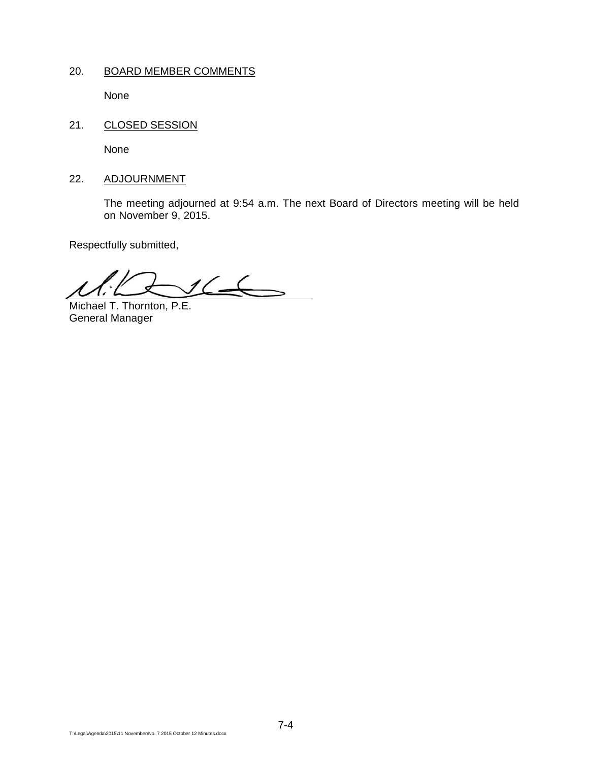20. <u>BOARD MEMBER COMMENTS</u>

    None

21. <u>CLOSED SESSION</u>

    None

22. <u>ADJOURNMENT</u>

    The meeting adjourned at 9:54 a.m. The next Board of Directors meeting will be held on November 9, 2015.

Respectfully submitted,

Michael T. Thornton, P.E.
General Manager